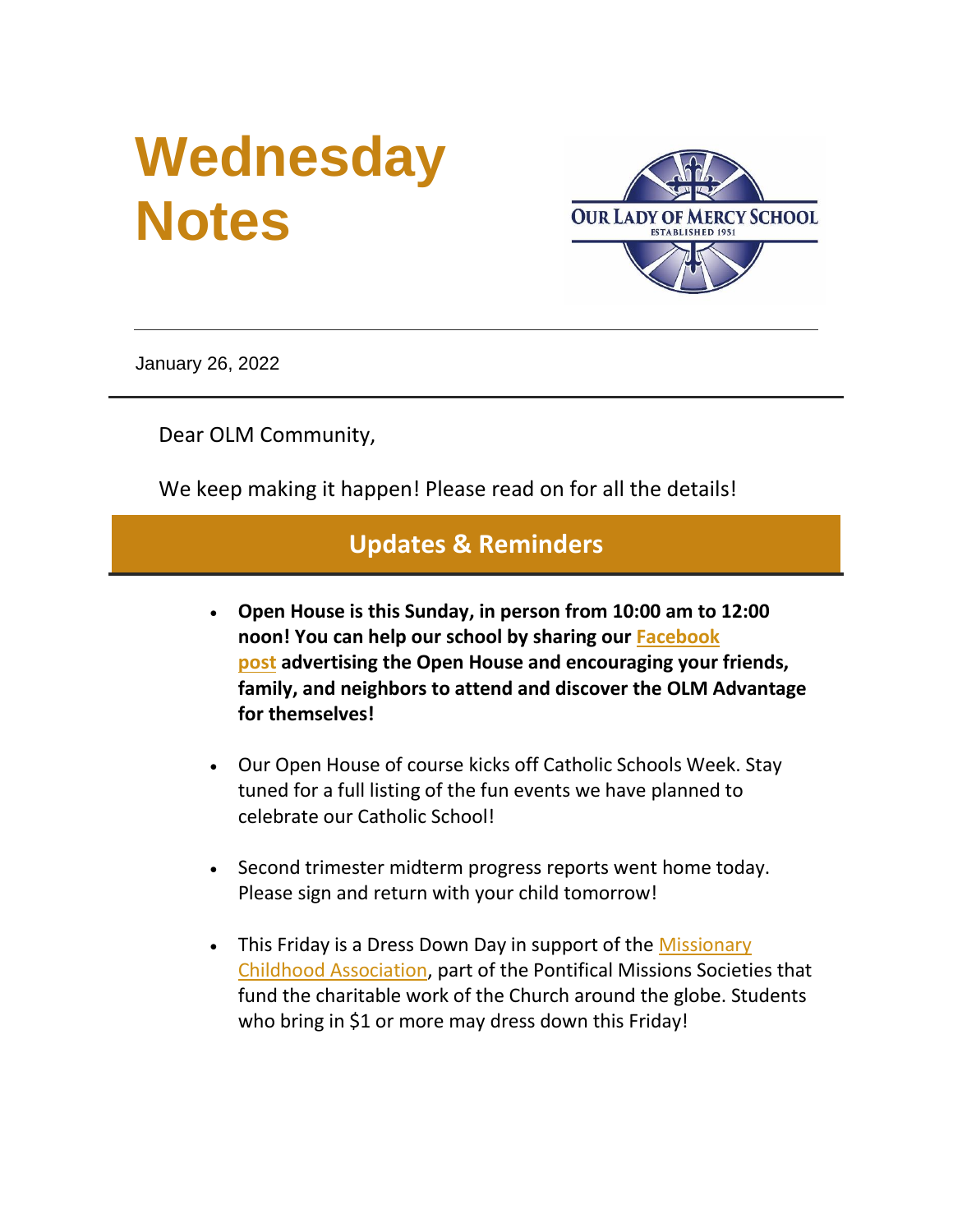# Wednesday Notes

OUR LADY OF MERCY SCHOOL
ESTABLISHED 1951

January 26, 2022

Dear OLM Community,

We keep making it happen! Please read on for all the details!

## Updates & Reminders

- **Open House is this Sunday, in person from 10:00 am to 12:00 noon! You can help our school by sharing our Facebook post advertising the Open House and encouraging your friends, family, and neighbors to attend and discover the OLM Advantage for themselves!**

- Our Open House of course kicks off Catholic Schools Week. Stay tuned for a full listing of the fun events we have planned to celebrate our Catholic School!

- Second trimester midterm progress reports went home today. Please sign and return with your child tomorrow!

- This Friday is a Dress Down Day in support of the Missionary Childhood Association, part of the Pontifical Missions Societies that fund the charitable work of the Church around the globe. Students who bring in $1 or more may dress down this Friday!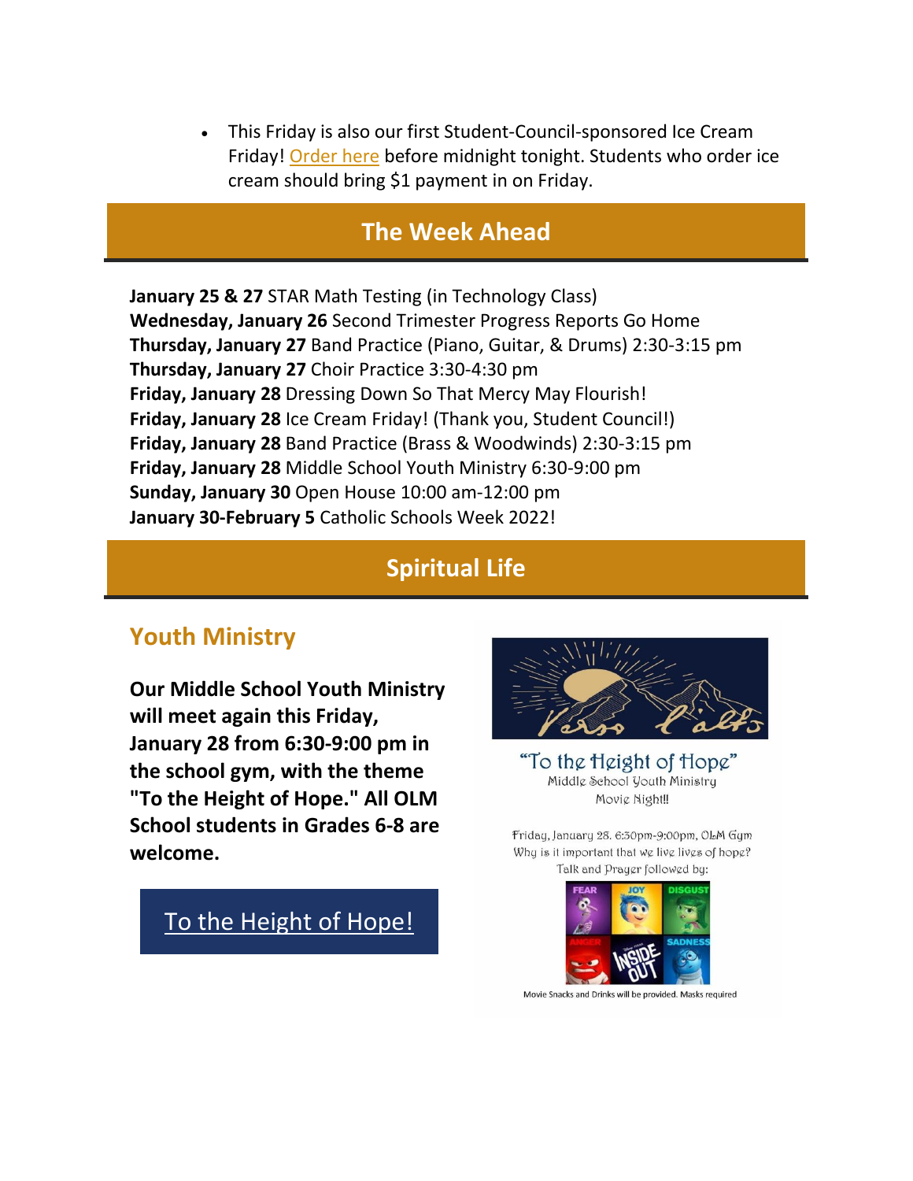- This Friday is also our first Student-Council-sponsored Ice Cream Friday! Order here before midnight tonight. Students who order ice cream should bring $1 payment in on Friday.

## The Week Ahead

**January 25 & 27** STAR Math Testing (in Technology Class)
**Wednesday, January 26** Second Trimester Progress Reports Go Home
**Thursday, January 27** Band Practice (Piano, Guitar, & Drums) 2:30-3:15 pm
**Thursday, January 27** Choir Practice 3:30-4:30 pm
**Friday, January 28** Dressing Down So That Mercy May Flourish!
**Friday, January 28** Ice Cream Friday! (Thank you, Student Council!)
**Friday, January 28** Band Practice (Brass & Woodwinds) 2:30-3:15 pm
**Friday, January 28** Middle School Youth Ministry 6:30-9:00 pm
**Sunday, January 30** Open House 10:00 am-12:00 pm
**January 30-February 5** Catholic Schools Week 2022!

## Spiritual Life

### Youth Ministry

**Our Middle School Youth Ministry will meet again this Friday, January 28 from 6:30-9:00 pm in the school gym, with the theme "To the Height of Hope." All OLM School students in Grades 6-8 are welcome.**

To the Height of Hope!

Verso l'alto

"To the Height of Hope"
Middle School Youth Ministry
Movie Night!!

Friday, January 28. 6:30pm-9:00pm, OLM Gym
Why is it important that we live lives of hope?
Talk and Prayer followed by:

FEAR JOY DISGUST
ANGER INSIDE OUT SADNESS

Movie Snacks and Drinks will be provided. Masks required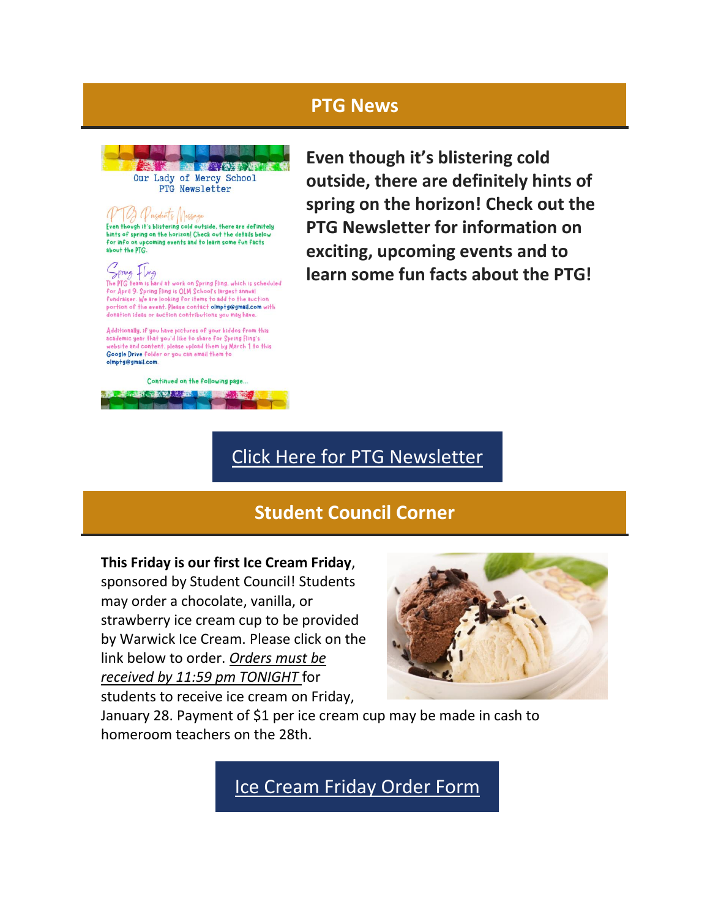## PTG News

Our Lady of Mercy School PTG Newsletter

PTG President's Message

Even though it's blistering cold outside, there are definitely hints of spring on the horizon! Check out the details below for info on upcoming events and to learn some fun facts about the PTG.

Spring Fling

The PTG team is hard at work on Spring Fling, which is scheduled for April 9. Spring Fling is OLM School's largest annual fundraiser. We are looking for items to add to the auction portion of the event. Please contact olmptg@gmail.com with donation ideas or auction contributions you may have.

Additionally, if you have pictures of your kiddos from this academic year that you'd like to share for Spring Fling's website and content, please upload them by March 1 to this Google Drive folder or you can email them to olmptg@gmail.com.

Continued on the following page...

**Even though it's blistering cold outside, there are definitely hints of spring on the horizon! Check out the PTG Newsletter for information on exciting, upcoming events and to learn some fun facts about the PTG!**

[Click Here for PTG Newsletter]

## Student Council Corner

**This Friday is our first Ice Cream Friday**, sponsored by Student Council! Students may order a chocolate, vanilla, or strawberry ice cream cup to be provided by Warwick Ice Cream. Please click on the link below to order. *Orders must be received by 11:59 pm TONIGHT* for students to receive ice cream on Friday, January 28. Payment of $1 per ice cream cup may be made in cash to homeroom teachers on the 28th.

[Ice Cream Friday Order Form]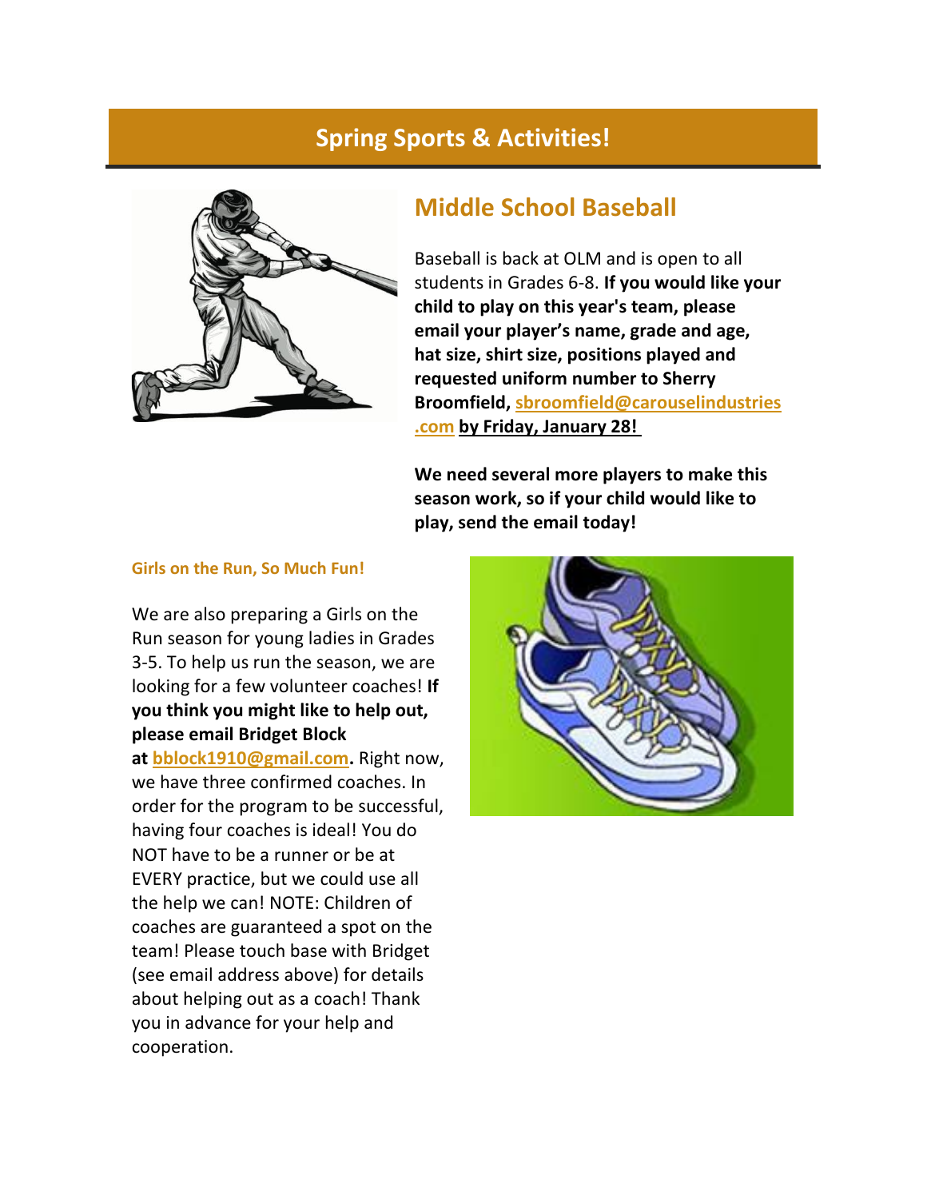## Spring Sports & Activities!

### Middle School Baseball

Baseball is back at OLM and is open to all students in Grades 6-8. **If you would like your child to play on this year's team, please email your player's name, grade and age, hat size, shirt size, positions played and requested uniform number to Sherry Broomfield, sbroomfield@carouselindustries.com by Friday, January 28!**

**We need several more players to make this season work, so if your child would like to play, send the email today!**

#### Girls on the Run, So Much Fun!

We are also preparing a Girls on the Run season for young ladies in Grades 3-5. To help us run the season, we are looking for a few volunteer coaches! **If you think you might like to help out, please email Bridget Block at bblock1910@gmail.com.** Right now, we have three confirmed coaches. In order for the program to be successful, having four coaches is ideal! You do NOT have to be a runner or be at EVERY practice, but we could use all the help we can! NOTE: Children of coaches are guaranteed a spot on the team! Please touch base with Bridget (see email address above) for details about helping out as a coach! Thank you in advance for your help and cooperation.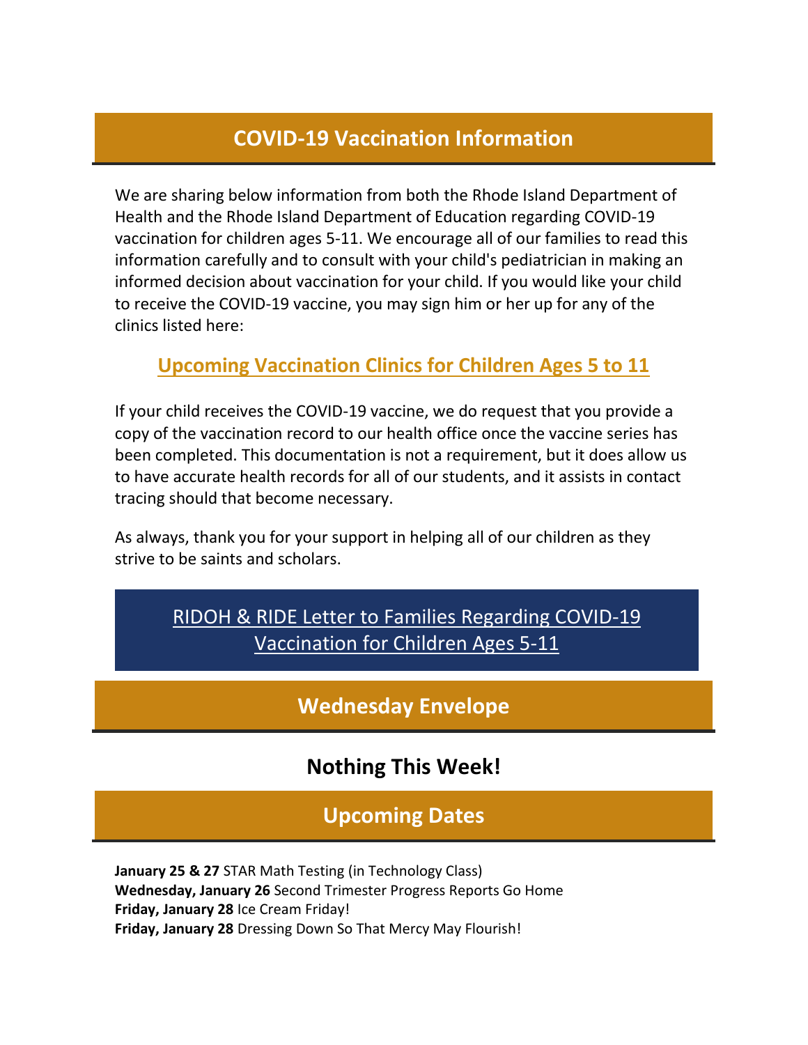## COVID-19 Vaccination Information

We are sharing below information from both the Rhode Island Department of Health and the Rhode Island Department of Education regarding COVID-19 vaccination for children ages 5-11. We encourage all of our families to read this information carefully and to consult with your child's pediatrician in making an informed decision about vaccination for your child. If you would like your child to receive the COVID-19 vaccine, you may sign him or her up for any of the clinics listed here:

### Upcoming Vaccination Clinics for Children Ages 5 to 11

If your child receives the COVID-19 vaccine, we do request that you provide a copy of the vaccination record to our health office once the vaccine series has been completed. This documentation is not a requirement, but it does allow us to have accurate health records for all of our students, and it assists in contact tracing should that become necessary.

As always, thank you for your support in helping all of our children as they strive to be saints and scholars.

RIDOH & RIDE Letter to Families Regarding COVID-19 Vaccination for Children Ages 5-11

## Wednesday Envelope

### Nothing This Week!

## Upcoming Dates

**January 25 & 27** STAR Math Testing (in Technology Class)
**Wednesday, January 26** Second Trimester Progress Reports Go Home
**Friday, January 28** Ice Cream Friday!
**Friday, January 28** Dressing Down So That Mercy May Flourish!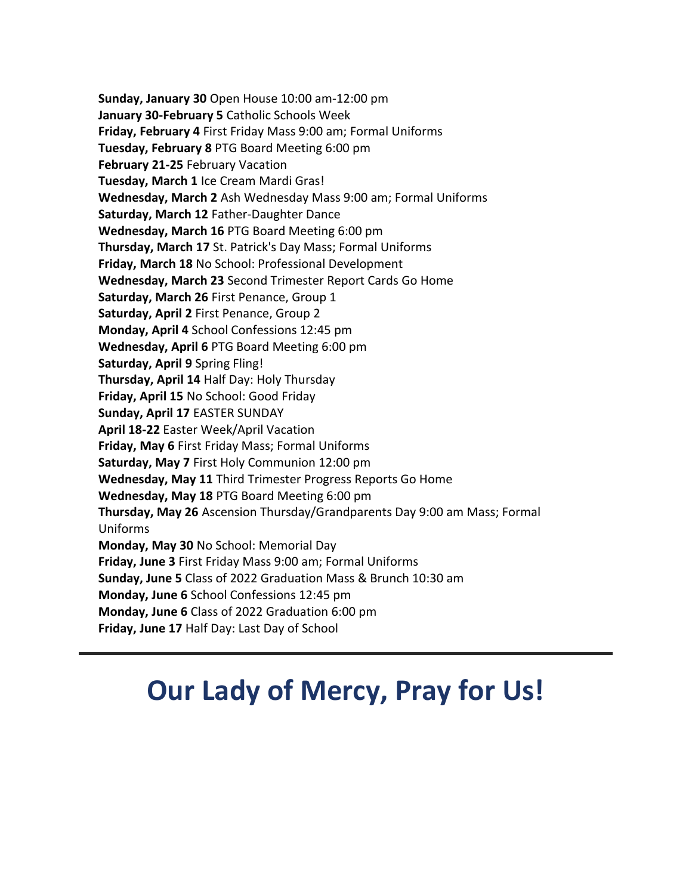**Sunday, January 30** Open House 10:00 am-12:00 pm
**January 30-February 5** Catholic Schools Week
**Friday, February 4** First Friday Mass 9:00 am; Formal Uniforms
**Tuesday, February 8** PTG Board Meeting 6:00 pm
**February 21-25** February Vacation
**Tuesday, March 1** Ice Cream Mardi Gras!
**Wednesday, March 2** Ash Wednesday Mass 9:00 am; Formal Uniforms
**Saturday, March 12** Father-Daughter Dance
**Wednesday, March 16** PTG Board Meeting 6:00 pm
**Thursday, March 17** St. Patrick's Day Mass; Formal Uniforms
**Friday, March 18** No School: Professional Development
**Wednesday, March 23** Second Trimester Report Cards Go Home
**Saturday, March 26** First Penance, Group 1
**Saturday, April 2** First Penance, Group 2
**Monday, April 4** School Confessions 12:45 pm
**Wednesday, April 6** PTG Board Meeting 6:00 pm
**Saturday, April 9** Spring Fling!
**Thursday, April 14** Half Day: Holy Thursday
**Friday, April 15** No School: Good Friday
**Sunday, April 17** EASTER SUNDAY
**April 18-22** Easter Week/April Vacation
**Friday, May 6** First Friday Mass; Formal Uniforms
**Saturday, May 7** First Holy Communion 12:00 pm
**Wednesday, May 11** Third Trimester Progress Reports Go Home
**Wednesday, May 18** PTG Board Meeting 6:00 pm
**Thursday, May 26** Ascension Thursday/Grandparents Day 9:00 am Mass; Formal Uniforms
**Monday, May 30** No School: Memorial Day
**Friday, June 3** First Friday Mass 9:00 am; Formal Uniforms
**Sunday, June 5** Class of 2022 Graduation Mass & Brunch 10:30 am
**Monday, June 6** School Confessions 12:45 pm
**Monday, June 6** Class of 2022 Graduation 6:00 pm
**Friday, June 17** Half Day: Last Day of School

---

# Our Lady of Mercy, Pray for Us!